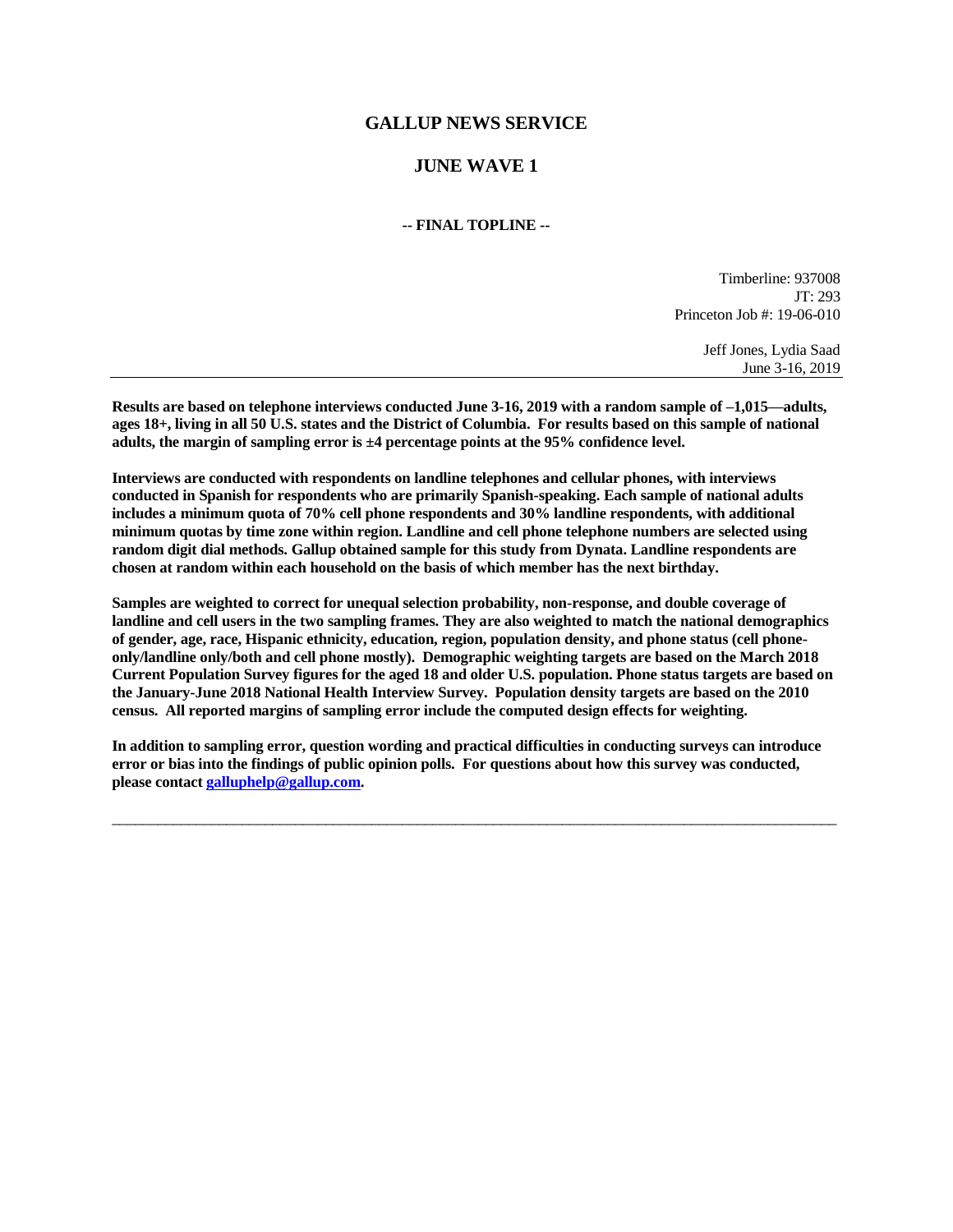# GALLUP NEWS SERVICE

## JUNE WAVE 1

**-- FINAL TOPLINE --**

Timberline: 937008
JT: 293
Princeton Job #: 19-06-010

Jeff Jones, Lydia Saad
June 3-16, 2019

---

**Results are based on telephone interviews conducted June 3-16, 2019 with a random sample of –1,015—adults, ages 18+, living in all 50 U.S. states and the District of Columbia. For results based on this sample of national adults, the margin of sampling error is ±4 percentage points at the 95% confidence level.**

**Interviews are conducted with respondents on landline telephones and cellular phones, with interviews conducted in Spanish for respondents who are primarily Spanish-speaking. Each sample of national adults includes a minimum quota of 70% cell phone respondents and 30% landline respondents, with additional minimum quotas by time zone within region. Landline and cell phone telephone numbers are selected using random digit dial methods. Gallup obtained sample for this study from Dynata. Landline respondents are chosen at random within each household on the basis of which member has the next birthday.**

**Samples are weighted to correct for unequal selection probability, non-response, and double coverage of landline and cell users in the two sampling frames. They are also weighted to match the national demographics of gender, age, race, Hispanic ethnicity, education, region, population density, and phone status (cell phone-only/landline only/both and cell phone mostly). Demographic weighting targets are based on the March 2018 Current Population Survey figures for the aged 18 and older U.S. population. Phone status targets are based on the January-June 2018 National Health Interview Survey. Population density targets are based on the 2010 census. All reported margins of sampling error include the computed design effects for weighting.**

**In addition to sampling error, question wording and practical difficulties in conducting surveys can introduce error or bias into the findings of public opinion polls. For questions about how this survey was conducted, please contact galluphelp@gallup.com.**

---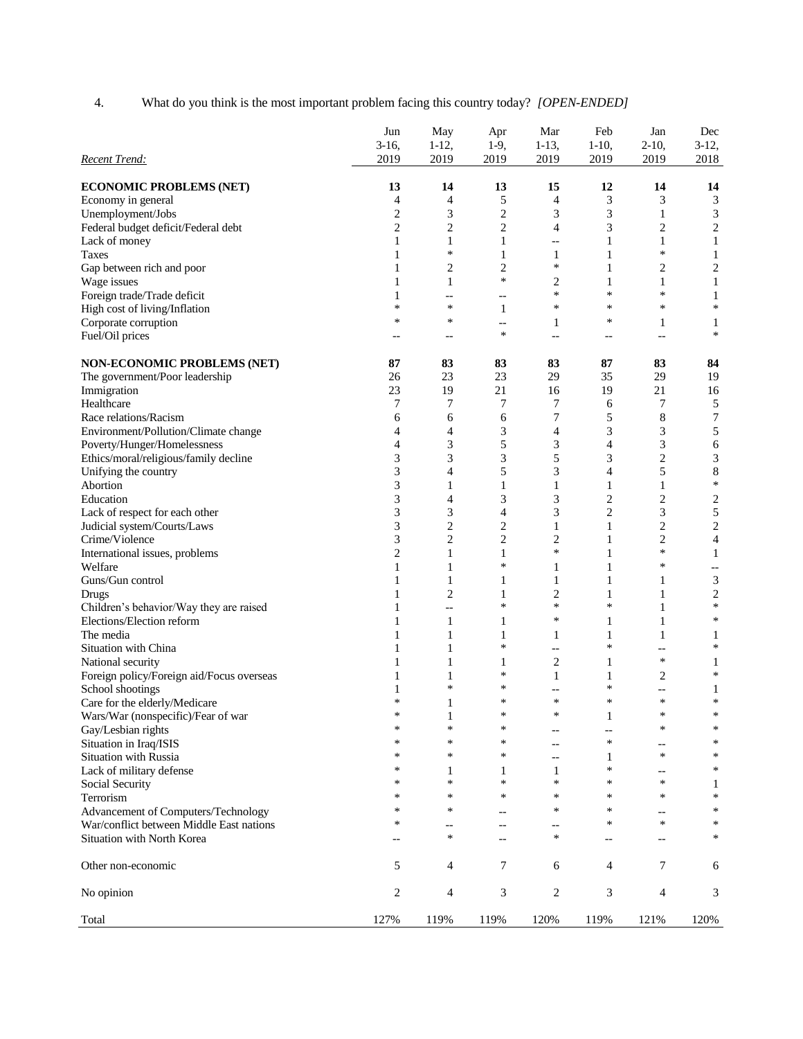4. What do you think is the most important problem facing this country today? *[OPEN-ENDED]*

| *Recent Trend:* | Jun 3-16, 2019 | May 1-12, 2019 | Apr 1-9, 2019 | Mar 1-13, 2019 | Feb 1-10, 2019 | Jan 2-10, 2019 | Dec 3-12, 2018 |
|---|---|---|---|---|---|---|---|
| **ECONOMIC PROBLEMS (NET)** | **13** | **14** | **13** | **15** | **12** | **14** | **14** |
| Economy in general | 4 | 4 | 5 | 4 | 3 | 3 | 3 |
| Unemployment/Jobs | 2 | 3 | 2 | 3 | 3 | 1 | 3 |
| Federal budget deficit/Federal debt | 2 | 2 | 2 | 4 | 3 | 2 | 2 |
| Lack of money | 1 | 1 | 1 | -- | 1 | 1 | 1 |
| Taxes | 1 | * | 1 | 1 | 1 | * | 1 |
| Gap between rich and poor | 1 | 2 | 2 | * | 1 | 2 | 2 |
| Wage issues | 1 | 1 | * | 2 | 1 | 1 | 1 |
| Foreign trade/Trade deficit | 1 | -- | -- | * | * | * | 1 |
| High cost of living/Inflation | * | * | 1 | * | * | * | * |
| Corporate corruption | * | * | -- | 1 | * | 1 | 1 |
| Fuel/Oil prices | -- | -- | * | -- | -- | -- | * |
| | | | | | | | |
| **NON-ECONOMIC PROBLEMS (NET)** | **87** | **83** | **83** | **83** | **87** | **83** | **84** |
| The government/Poor leadership | 26 | 23 | 23 | 29 | 35 | 29 | 19 |
| Immigration | 23 | 19 | 21 | 16 | 19 | 21 | 16 |
| Healthcare | 7 | 7 | 7 | 7 | 6 | 7 | 5 |
| Race relations/Racism | 6 | 6 | 6 | 7 | 5 | 8 | 7 |
| Environment/Pollution/Climate change | 4 | 4 | 3 | 4 | 3 | 3 | 5 |
| Poverty/Hunger/Homelessness | 4 | 3 | 5 | 3 | 4 | 3 | 6 |
| Ethics/moral/religious/family decline | 3 | 3 | 3 | 5 | 3 | 2 | 3 |
| Unifying the country | 3 | 4 | 5 | 3 | 4 | 5 | 8 |
| Abortion | 3 | 1 | 1 | 1 | 1 | 1 | * |
| Education | 3 | 4 | 3 | 3 | 2 | 2 | 2 |
| Lack of respect for each other | 3 | 3 | 4 | 3 | 2 | 3 | 5 |
| Judicial system/Courts/Laws | 3 | 2 | 2 | 1 | 1 | 2 | 2 |
| Crime/Violence | 3 | 2 | 2 | 2 | 1 | 2 | 4 |
| International issues, problems | 2 | 1 | 1 | * | 1 | * | 1 |
| Welfare | 1 | 1 | * | 1 | 1 | * | -- |
| Guns/Gun control | 1 | 1 | 1 | 1 | 1 | 1 | 3 |
| Drugs | 1 | 2 | 1 | 2 | 1 | 1 | 2 |
| Children's behavior/Way they are raised | 1 | -- | * | * | * | 1 | * |
| Elections/Election reform | 1 | 1 | 1 | * | 1 | 1 | * |
| The media | 1 | 1 | 1 | 1 | 1 | 1 | 1 |
| Situation with China | 1 | 1 | * | -- | * | -- | * |
| National security | 1 | 1 | 1 | 2 | 1 | * | 1 |
| Foreign policy/Foreign aid/Focus overseas | 1 | 1 | * | 1 | 1 | 2 | * |
| School shootings | 1 | * | * | -- | * | -- | 1 |
| Care for the elderly/Medicare | * | 1 | * | * | * | * | * |
| Wars/War (nonspecific)/Fear of war | * | 1 | * | * | 1 | * | * |
| Gay/Lesbian rights | * | * | * | -- | -- | * | * |
| Situation in Iraq/ISIS | * | * | * | -- | * | -- | * |
| Situation with Russia | * | * | * | -- | 1 | * | * |
| Lack of military defense | * | 1 | 1 | 1 | * | -- | * |
| Social Security | * | * | * | * | * | * | 1 |
| Terrorism | * | * | * | * | * | * | * |
| Advancement of Computers/Technology | * | * | -- | * | * | -- | * |
| War/conflict between Middle East nations | * | -- | -- | -- | * | * | * |
| Situation with North Korea | -- | * | -- | * | -- | -- | * |
| | | | | | | | |
| Other non-economic | 5 | 4 | 7 | 6 | 4 | 7 | 6 |
| | | | | | | | |
| No opinion | 2 | 4 | 3 | 2 | 3 | 4 | 3 |
| | | | | | | | |
| Total | 127% | 119% | 119% | 120% | 119% | 121% | 120% |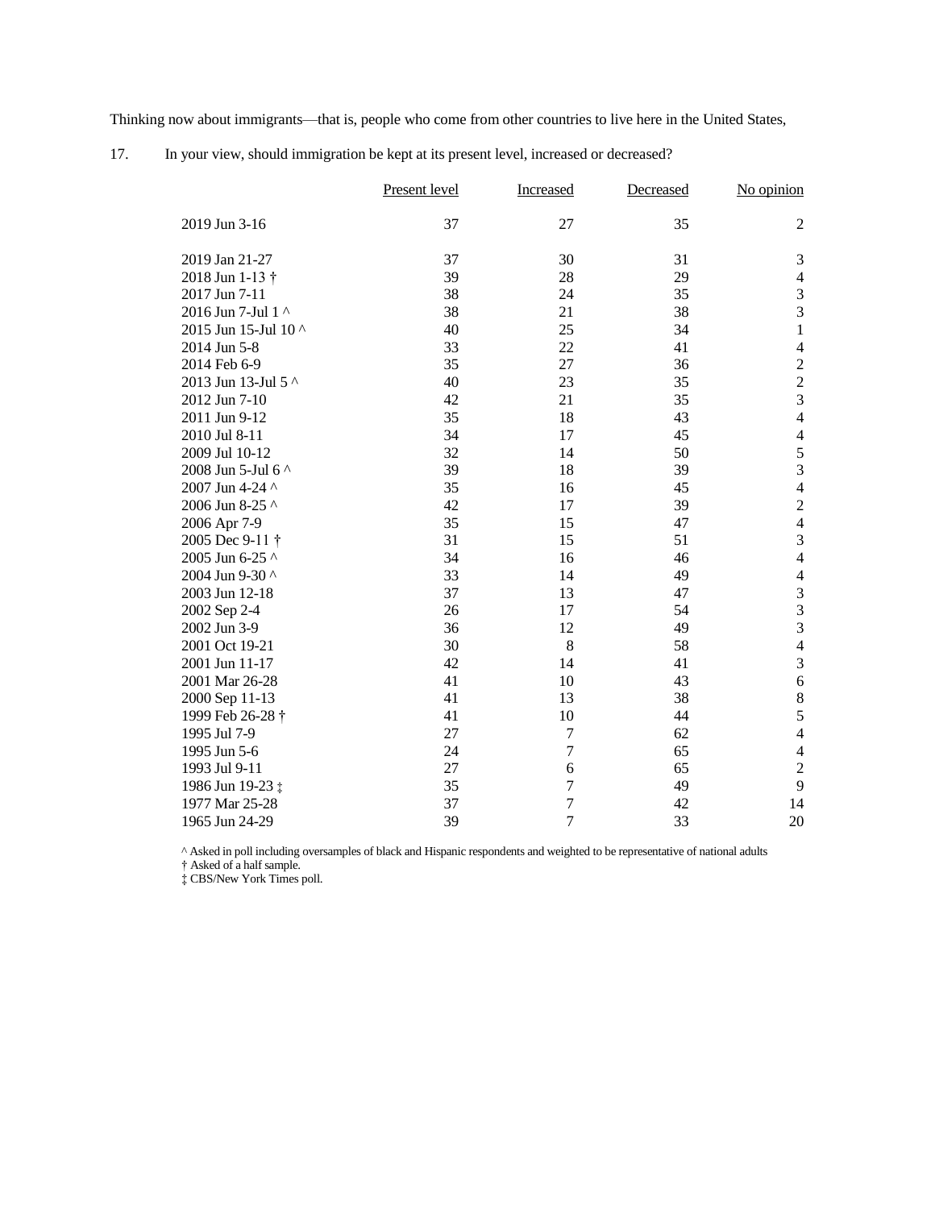Thinking now about immigrants—that is, people who come from other countries to live here in the United States,

17. In your view, should immigration be kept at its present level, increased or decreased?

| | Present level | Increased | Decreased | No opinion |
|---|---|---|---|---|
| 2019 Jun 3-16 | 37 | 27 | 35 | 2 |
| 2019 Jan 21-27 | 37 | 30 | 31 | 3 |
| 2018 Jun 1-13 † | 39 | 28 | 29 | 4 |
| 2017 Jun 7-11 | 38 | 24 | 35 | 3 |
| 2016 Jun 7-Jul 1 ^ | 38 | 21 | 38 | 3 |
| 2015 Jun 15-Jul 10 ^ | 40 | 25 | 34 | 1 |
| 2014 Jun 5-8 | 33 | 22 | 41 | 4 |
| 2014 Feb 6-9 | 35 | 27 | 36 | 2 |
| 2013 Jun 13-Jul 5 ^ | 40 | 23 | 35 | 2 |
| 2012 Jun 7-10 | 42 | 21 | 35 | 3 |
| 2011 Jun 9-12 | 35 | 18 | 43 | 4 |
| 2010 Jul 8-11 | 34 | 17 | 45 | 4 |
| 2009 Jul 10-12 | 32 | 14 | 50 | 5 |
| 2008 Jun 5-Jul 6 ^ | 39 | 18 | 39 | 3 |
| 2007 Jun 4-24 ^ | 35 | 16 | 45 | 4 |
| 2006 Jun 8-25 ^ | 42 | 17 | 39 | 2 |
| 2006 Apr 7-9 | 35 | 15 | 47 | 4 |
| 2005 Dec 9-11 † | 31 | 15 | 51 | 3 |
| 2005 Jun 6-25 ^ | 34 | 16 | 46 | 4 |
| 2004 Jun 9-30 ^ | 33 | 14 | 49 | 4 |
| 2003 Jun 12-18 | 37 | 13 | 47 | 3 |
| 2002 Sep 2-4 | 26 | 17 | 54 | 3 |
| 2002 Jun 3-9 | 36 | 12 | 49 | 3 |
| 2001 Oct 19-21 | 30 | 8 | 58 | 4 |
| 2001 Jun 11-17 | 42 | 14 | 41 | 3 |
| 2001 Mar 26-28 | 41 | 10 | 43 | 6 |
| 2000 Sep 11-13 | 41 | 13 | 38 | 8 |
| 1999 Feb 26-28 † | 41 | 10 | 44 | 5 |
| 1995 Jul 7-9 | 27 | 7 | 62 | 4 |
| 1995 Jun 5-6 | 24 | 7 | 65 | 4 |
| 1993 Jul 9-11 | 27 | 6 | 65 | 2 |
| 1986 Jun 19-23 ‡ | 35 | 7 | 49 | 9 |
| 1977 Mar 25-28 | 37 | 7 | 42 | 14 |
| 1965 Jun 24-29 | 39 | 7 | 33 | 20 |

^ Asked in poll including oversamples of black and Hispanic respondents and weighted to be representative of national adults
† Asked of a half sample.
‡ CBS/New York Times poll.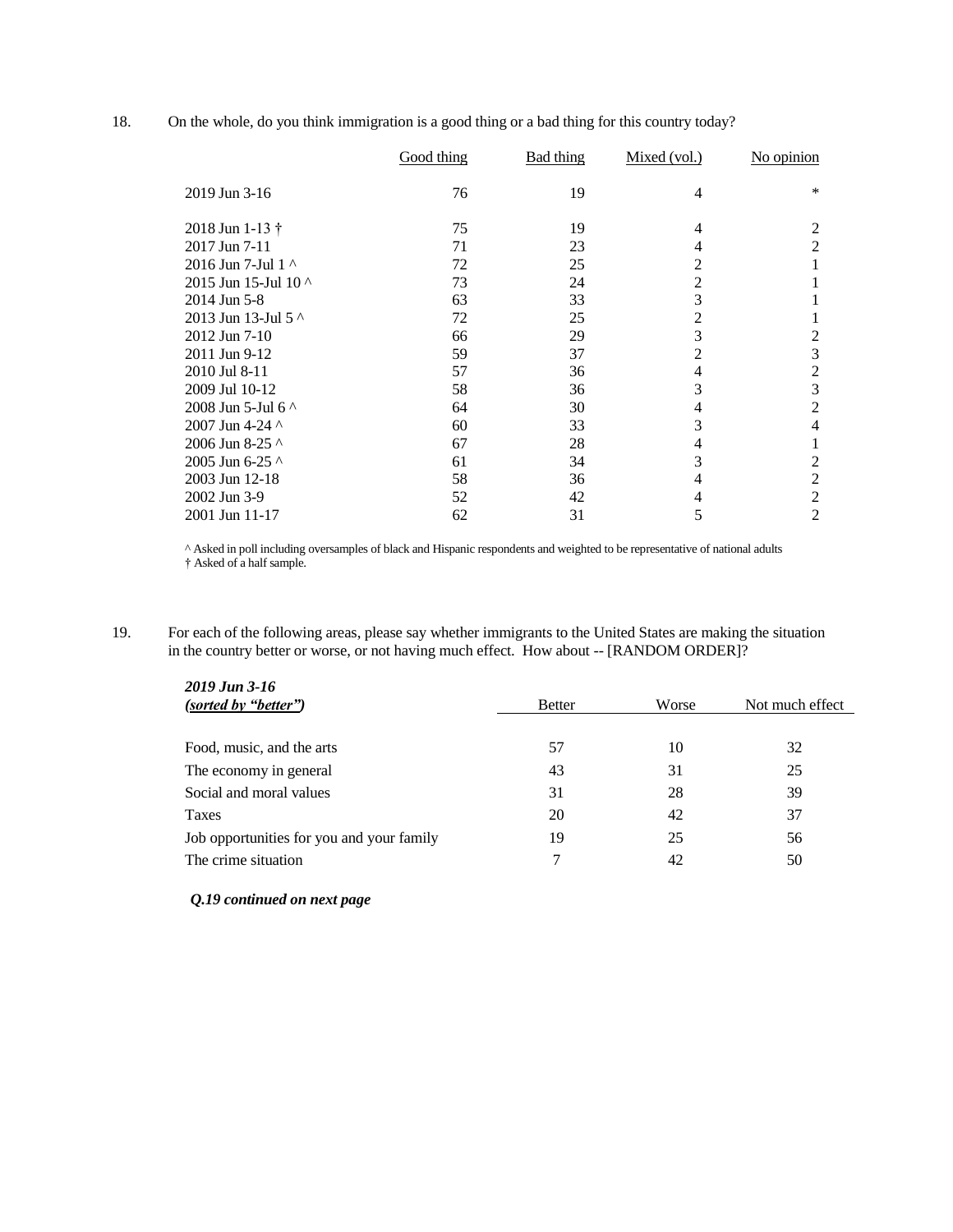18. On the whole, do you think immigration is a good thing or a bad thing for this country today?

| | Good thing | Bad thing | Mixed (vol.) | No opinion |
|---|---|---|---|---|
| 2019 Jun 3-16 | 76 | 19 | 4 | * |
| 2018 Jun 1-13 † | 75 | 19 | 4 | 2 |
| 2017 Jun 7-11 | 71 | 23 | 4 | 2 |
| 2016 Jun 7-Jul 1 ^ | 72 | 25 | 2 | 1 |
| 2015 Jun 15-Jul 10 ^ | 73 | 24 | 2 | 1 |
| 2014 Jun 5-8 | 63 | 33 | 3 | 1 |
| 2013 Jun 13-Jul 5 ^ | 72 | 25 | 2 | 1 |
| 2012 Jun 7-10 | 66 | 29 | 3 | 2 |
| 2011 Jun 9-12 | 59 | 37 | 2 | 3 |
| 2010 Jul 8-11 | 57 | 36 | 4 | 2 |
| 2009 Jul 10-12 | 58 | 36 | 3 | 3 |
| 2008 Jun 5-Jul 6 ^ | 64 | 30 | 4 | 2 |
| 2007 Jun 4-24 ^ | 60 | 33 | 3 | 4 |
| 2006 Jun 8-25 ^ | 67 | 28 | 4 | 1 |
| 2005 Jun 6-25 ^ | 61 | 34 | 3 | 2 |
| 2003 Jun 12-18 | 58 | 36 | 4 | 2 |
| 2002 Jun 3-9 | 52 | 42 | 4 | 2 |
| 2001 Jun 11-17 | 62 | 31 | 5 | 2 |

^ Asked in poll including oversamples of black and Hispanic respondents and weighted to be representative of national adults
† Asked of a half sample.

19. For each of the following areas, please say whether immigrants to the United States are making the situation in the country better or worse, or not having much effect. How about -- [RANDOM ORDER]?

| ***2019 Jun 3-16*** ***(sorted by "better")*** | Better | Worse | Not much effect |
|---|---|---|---|
| Food, music, and the arts | 57 | 10 | 32 |
| The economy in general | 43 | 31 | 25 |
| Social and moral values | 31 | 28 | 39 |
| Taxes | 20 | 42 | 37 |
| Job opportunities for you and your family | 19 | 25 | 56 |
| The crime situation | 7 | 42 | 50 |

***Q.19 continued on next page***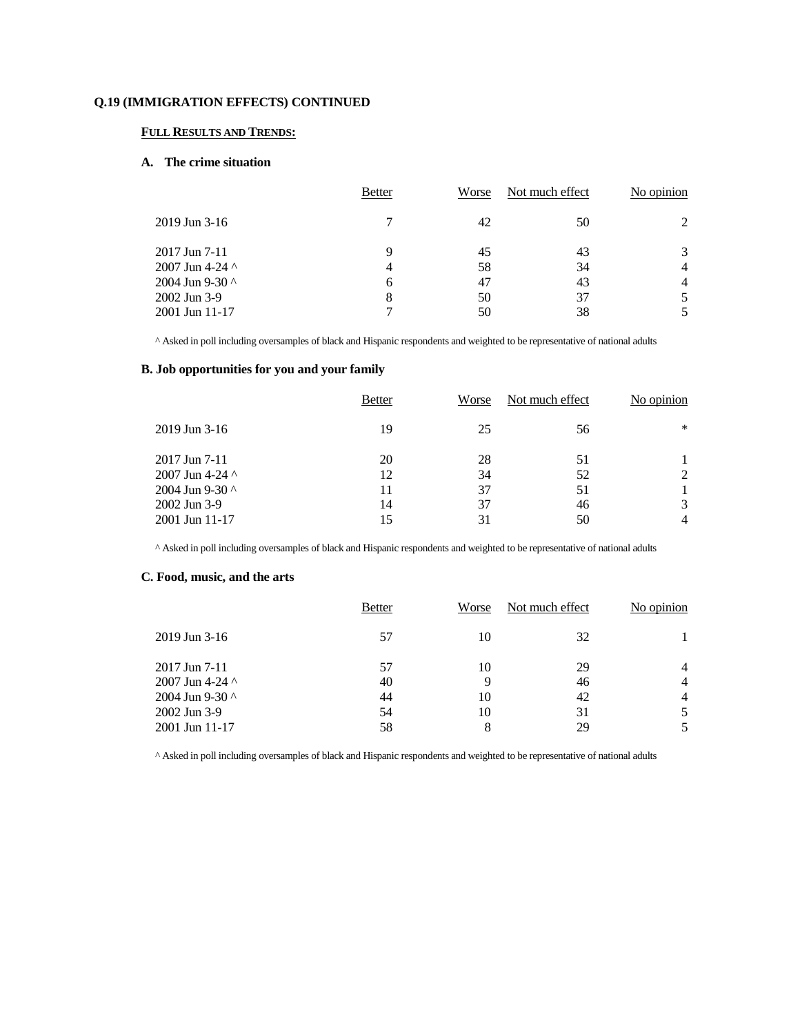**Q.19 (IMMIGRATION EFFECTS) CONTINUED**

**FULL RESULTS AND TRENDS:**

**A. The crime situation**

| | Better | Worse | Not much effect | No opinion |
|---|---|---|---|---|
| 2019 Jun 3-16 | 7 | 42 | 50 | 2 |
| 2017 Jun 7-11 | 9 | 45 | 43 | 3 |
| 2007 Jun 4-24 ^ | 4 | 58 | 34 | 4 |
| 2004 Jun 9-30 ^ | 6 | 47 | 43 | 4 |
| 2002 Jun 3-9 | 8 | 50 | 37 | 5 |
| 2001 Jun 11-17 | 7 | 50 | 38 | 5 |

^ Asked in poll including oversamples of black and Hispanic respondents and weighted to be representative of national adults

**B. Job opportunities for you and your family**

| | Better | Worse | Not much effect | No opinion |
|---|---|---|---|---|
| 2019 Jun 3-16 | 19 | 25 | 56 | * |
| 2017 Jun 7-11 | 20 | 28 | 51 | 1 |
| 2007 Jun 4-24 ^ | 12 | 34 | 52 | 2 |
| 2004 Jun 9-30 ^ | 11 | 37 | 51 | 1 |
| 2002 Jun 3-9 | 14 | 37 | 46 | 3 |
| 2001 Jun 11-17 | 15 | 31 | 50 | 4 |

^ Asked in poll including oversamples of black and Hispanic respondents and weighted to be representative of national adults

**C. Food, music, and the arts**

| | Better | Worse | Not much effect | No opinion |
|---|---|---|---|---|
| 2019 Jun 3-16 | 57 | 10 | 32 | 1 |
| 2017 Jun 7-11 | 57 | 10 | 29 | 4 |
| 2007 Jun 4-24 ^ | 40 | 9 | 46 | 4 |
| 2004 Jun 9-30 ^ | 44 | 10 | 42 | 4 |
| 2002 Jun 3-9 | 54 | 10 | 31 | 5 |
| 2001 Jun 11-17 | 58 | 8 | 29 | 5 |

^ Asked in poll including oversamples of black and Hispanic respondents and weighted to be representative of national adults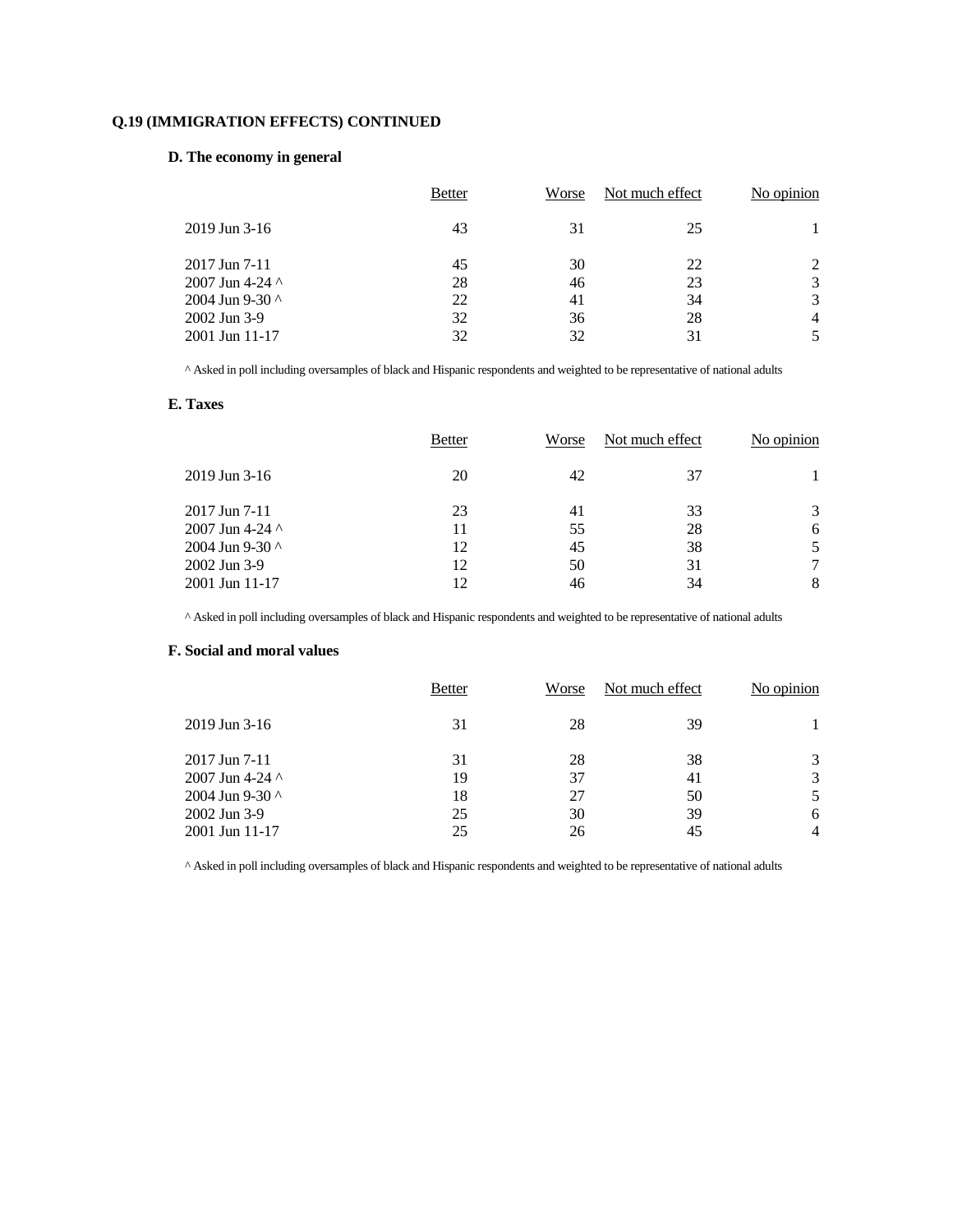**Q.19 (IMMIGRATION EFFECTS) CONTINUED**

**D. The economy in general**

| | Better | Worse | Not much effect | No opinion |
|---|---|---|---|---|
| 2019 Jun 3-16 | 43 | 31 | 25 | 1 |
| 2017 Jun 7-11 | 45 | 30 | 22 | 2 |
| 2007 Jun 4-24 ^ | 28 | 46 | 23 | 3 |
| 2004 Jun 9-30 ^ | 22 | 41 | 34 | 3 |
| 2002 Jun 3-9 | 32 | 36 | 28 | 4 |
| 2001 Jun 11-17 | 32 | 32 | 31 | 5 |

^ Asked in poll including oversamples of black and Hispanic respondents and weighted to be representative of national adults

**E. Taxes**

| | Better | Worse | Not much effect | No opinion |
|---|---|---|---|---|
| 2019 Jun 3-16 | 20 | 42 | 37 | 1 |
| 2017 Jun 7-11 | 23 | 41 | 33 | 3 |
| 2007 Jun 4-24 ^ | 11 | 55 | 28 | 6 |
| 2004 Jun 9-30 ^ | 12 | 45 | 38 | 5 |
| 2002 Jun 3-9 | 12 | 50 | 31 | 7 |
| 2001 Jun 11-17 | 12 | 46 | 34 | 8 |

^ Asked in poll including oversamples of black and Hispanic respondents and weighted to be representative of national adults

**F. Social and moral values**

| | Better | Worse | Not much effect | No opinion |
|---|---|---|---|---|
| 2019 Jun 3-16 | 31 | 28 | 39 | 1 |
| 2017 Jun 7-11 | 31 | 28 | 38 | 3 |
| 2007 Jun 4-24 ^ | 19 | 37 | 41 | 3 |
| 2004 Jun 9-30 ^ | 18 | 27 | 50 | 5 |
| 2002 Jun 3-9 | 25 | 30 | 39 | 6 |
| 2001 Jun 11-17 | 25 | 26 | 45 | 4 |

^ Asked in poll including oversamples of black and Hispanic respondents and weighted to be representative of national adults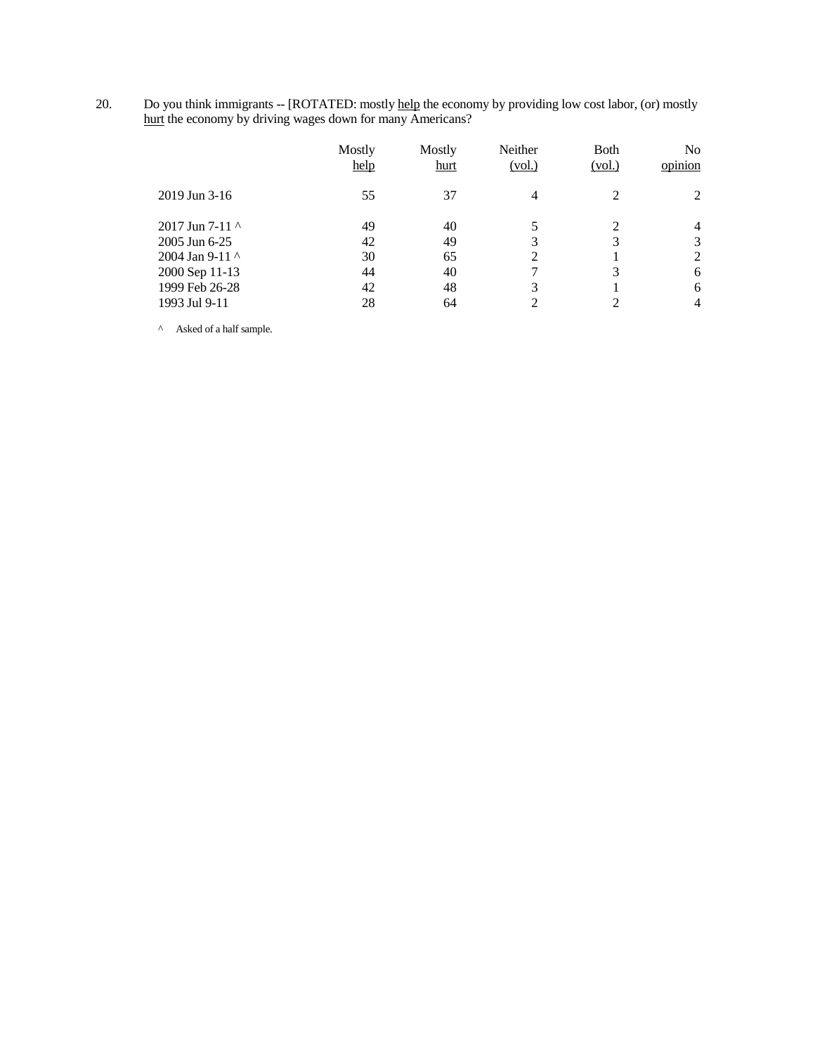20. Do you think immigrants -- [ROTATED: mostly help the economy by providing low cost labor, (or) mostly hurt the economy by driving wages down for many Americans?

| | Mostly help | Mostly hurt | Neither (vol.) | Both (vol.) | No opinion |
|---|---|---|---|---|---|
| 2019 Jun 3-16 | 55 | 37 | 4 | 2 | 2 |
| 2017 Jun 7-11 ^ | 49 | 40 | 5 | 2 | 4 |
| 2005 Jun 6-25 | 42 | 49 | 3 | 3 | 3 |
| 2004 Jan 9-11 ^ | 30 | 65 | 2 | 1 | 2 |
| 2000 Sep 11-13 | 44 | 40 | 7 | 3 | 6 |
| 1999 Feb 26-28 | 42 | 48 | 3 | 1 | 6 |
| 1993 Jul 9-11 | 28 | 64 | 2 | 2 | 4 |

^ Asked of a half sample.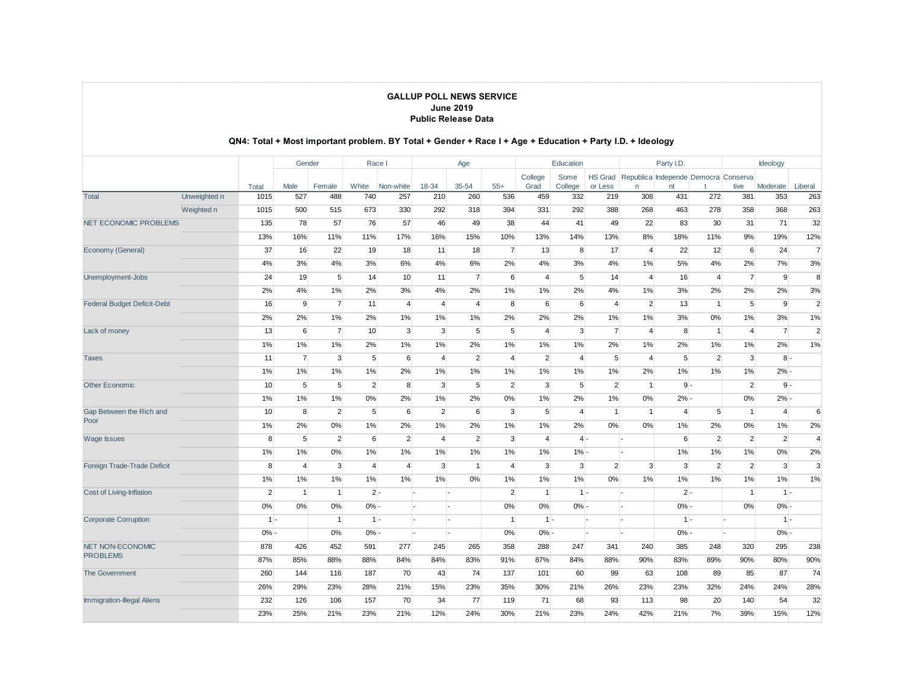**GALLUP POLL NEWS SERVICE**
**June 2019**
**Public Release Data**

**QN4: Total + Most important problem. BY Total + Gender + Race I + Age + Education + Party I.D. + Ideology**

| | | | Gender | | Race I | | Age | | | Education | | | Party I.D. | | | Ideology | | |
|---|---|---|---|---|---|---|---|---|---|---|---|---|---|---|---|---|---|---|
| | | Total | Male | Female | White | Non-white | 18-34 | 35-54 | 55+ | College Grad | Some College | HS Grad or Less | Republican | Independent | Democrat | Conservative | Moderate | Liberal |
| Total | Unweighted n | 1015 | 527 | 488 | 740 | 257 | 210 | 260 | 536 | 459 | 332 | 219 | 308 | 431 | 272 | 381 | 353 | 263 |
| | Weighted n | 1015 | 500 | 515 | 673 | 330 | 292 | 318 | 394 | 331 | 292 | 388 | 268 | 463 | 278 | 358 | 368 | 263 |
| NET ECONOMIC PROBLEMS | | 135 | 78 | 57 | 76 | 57 | 46 | 49 | 38 | 44 | 41 | 49 | 22 | 83 | 30 | 31 | 71 | 32 |
| | | 13% | 16% | 11% | 11% | 17% | 16% | 15% | 10% | 13% | 14% | 13% | 8% | 18% | 11% | 9% | 19% | 12% |
| Economy (General) | | 37 | 16 | 22 | 19 | 18 | 11 | 18 | 7 | 13 | 8 | 17 | 4 | 22 | 12 | 6 | 24 | 7 |
| | | 4% | 3% | 4% | 3% | 6% | 4% | 6% | 2% | 4% | 3% | 4% | 1% | 5% | 4% | 2% | 7% | 3% |
| Unemployment-Jobs | | 24 | 19 | 5 | 14 | 10 | 11 | 7 | 6 | 4 | 5 | 14 | 4 | 16 | 4 | 7 | 9 | 8 |
| | | 2% | 4% | 1% | 2% | 3% | 4% | 2% | 1% | 1% | 2% | 4% | 1% | 3% | 2% | 2% | 2% | 3% |
| Federal Budget Deficit-Debt | | 16 | 9 | 7 | 11 | 4 | 4 | 4 | 8 | 6 | 6 | 4 | 2 | 13 | 1 | 5 | 9 | 2 |
| | | 2% | 2% | 1% | 2% | 1% | 1% | 1% | 2% | 2% | 2% | 1% | 1% | 3% | 0% | 1% | 3% | 1% |
| Lack of money | | 13 | 6 | 7 | 10 | 3 | 3 | 5 | 5 | 4 | 3 | 7 | 4 | 8 | 1 | 4 | 7 | 2 |
| | | 1% | 1% | 1% | 2% | 1% | 1% | 2% | 1% | 1% | 1% | 2% | 1% | 2% | 1% | 1% | 2% | 1% |
| Taxes | | 11 | 7 | 3 | 5 | 6 | 4 | 2 | 4 | 2 | 4 | 5 | 4 | 5 | 2 | 3 | 8 | - |
| | | 1% | 1% | 1% | 1% | 2% | 1% | 1% | 1% | 1% | 1% | 1% | 2% | 1% | 1% | 1% | 2% | - |
| Other Economic | | 10 | 5 | 5 | 2 | 8 | 3 | 5 | 2 | 3 | 5 | 2 | 1 | 9 | - | 2 | 9 | - |
| | | 1% | 1% | 1% | 0% | 2% | 1% | 2% | 0% | 1% | 2% | 1% | 0% | 2% | - | 0% | 2% | - |
| Gap Between the Rich and Poor | | 10 | 8 | 2 | 5 | 6 | 2 | 6 | 3 | 5 | 4 | 1 | 1 | 4 | 5 | 1 | 4 | 6 |
| | | 1% | 2% | 0% | 1% | 2% | 1% | 2% | 1% | 1% | 2% | 0% | 0% | 1% | 2% | 0% | 1% | 2% |
| Wage Issues | | 8 | 5 | 2 | 6 | 2 | 4 | 2 | 3 | 4 | 4 | - | - | 6 | 2 | 2 | 2 | 4 |
| | | 1% | 1% | 0% | 1% | 1% | 1% | 1% | 1% | 1% | 1% | - | - | 1% | 1% | 1% | 0% | 2% |
| Foreign Trade-Trade Deficit | | 8 | 4 | 3 | 4 | 4 | 3 | 1 | 4 | 3 | 3 | 2 | 3 | 3 | 2 | 2 | 3 | 3 |
| | | 1% | 1% | 1% | 1% | 1% | 1% | 0% | 1% | 1% | 1% | 0% | 1% | 1% | 1% | 1% | 1% | 1% |
| Cost of Living-Inflation | | 2 | 1 | 1 | 2 | - | - | - | 2 | 1 | 1 | - | - | 2 | - | 1 | 1 | - |
| | | 0% | 0% | 0% | 0% | - | - | - | 0% | 0% | 0% | - | - | 0% | - | 0% | 0% | - |
| Corporate Corruption | | 1 | - | 1 | 1 | - | - | - | 1 | 1 | - | - | - | 1 | - | - | 1 | - |
| | | 0% | - | 0% | 0% | - | - | - | 0% | 0% | - | - | - | 0% | - | - | 0% | - |
| NET NON-ECONOMIC PROBLEMS | | 878 | 426 | 452 | 591 | 277 | 245 | 265 | 358 | 288 | 247 | 341 | 240 | 385 | 248 | 320 | 295 | 238 |
| | | 87% | 85% | 88% | 88% | 84% | 84% | 83% | 91% | 87% | 84% | 88% | 90% | 83% | 89% | 90% | 80% | 90% |
| The Government | | 260 | 144 | 116 | 187 | 70 | 43 | 74 | 137 | 101 | 60 | 99 | 63 | 108 | 89 | 85 | 87 | 74 |
| | | 26% | 29% | 23% | 28% | 21% | 15% | 23% | 35% | 30% | 21% | 26% | 23% | 23% | 32% | 24% | 24% | 28% |
| Immigration-Illegal Aliens | | 232 | 126 | 106 | 157 | 70 | 34 | 77 | 119 | 71 | 68 | 93 | 113 | 98 | 20 | 140 | 54 | 32 |
| | | 23% | 25% | 21% | 23% | 21% | 12% | 24% | 30% | 21% | 23% | 24% | 42% | 21% | 7% | 39% | 15% | 12% |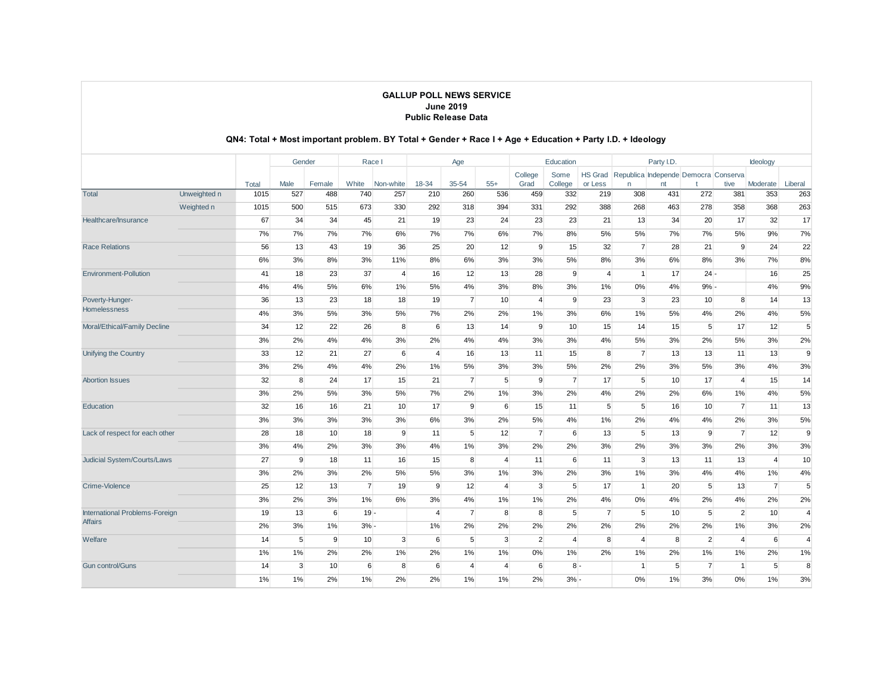**GALLUP POLL NEWS SERVICE**
**June 2019**
**Public Release Data**

**QN4: Total + Most important problem. BY Total + Gender + Race I + Age + Education + Party I.D. + Ideology**

| | | | Gender | | Race I | | Age | | | Education | | | Party I.D. | | | Ideology | | |
|---|---|---|---|---|---|---|---|---|---|---|---|---|---|---|---|---|---|---|
| | | Total | Male | Female | White | Non-white | 18-34 | 35-54 | 55+ | College Grad | Some College | HS Grad or Less | Republican | Independent | Democrat | Conservative | Moderate | Liberal |
| Total | Unweighted n | 1015 | 527 | 488 | 740 | 257 | 210 | 260 | 536 | 459 | 332 | 219 | 308 | 431 | 272 | 381 | 353 | 263 |
| | Weighted n | 1015 | 500 | 515 | 673 | 330 | 292 | 318 | 394 | 331 | 292 | 388 | 268 | 463 | 278 | 358 | 368 | 263 |
| Healthcare/Insurance | | 67 | 34 | 34 | 45 | 21 | 19 | 23 | 24 | 23 | 23 | 21 | 13 | 34 | 20 | 17 | 32 | 17 |
| | | 7% | 7% | 7% | 7% | 6% | 7% | 7% | 6% | 7% | 8% | 5% | 5% | 7% | 7% | 5% | 9% | 7% |
| Race Relations | | 56 | 13 | 43 | 19 | 36 | 25 | 20 | 12 | 9 | 15 | 32 | 7 | 28 | 21 | 9 | 24 | 22 |
| | | 6% | 3% | 8% | 3% | 11% | 8% | 6% | 3% | 3% | 5% | 8% | 3% | 6% | 8% | 3% | 7% | 8% |
| Environment-Pollution | | 41 | 18 | 23 | 37 | 4 | 16 | 12 | 13 | 28 | 9 | 4 | 1 | 17 | 24 | - | 16 | 25 |
| | | 4% | 4% | 5% | 6% | 1% | 5% | 4% | 3% | 8% | 3% | 1% | 0% | 4% | 9% | - | 4% | 9% |
| Poverty-Hunger-Homelessness | | 36 | 13 | 23 | 18 | 18 | 19 | 7 | 10 | 4 | 9 | 23 | 3 | 23 | 10 | 8 | 14 | 13 |
| | | 4% | 3% | 5% | 3% | 5% | 7% | 2% | 2% | 1% | 3% | 6% | 1% | 5% | 4% | 2% | 4% | 5% |
| Moral/Ethical/Family Decline | | 34 | 12 | 22 | 26 | 8 | 6 | 13 | 14 | 9 | 10 | 15 | 14 | 15 | 5 | 17 | 12 | 5 |
| | | 3% | 2% | 4% | 4% | 3% | 2% | 4% | 4% | 3% | 3% | 4% | 5% | 3% | 2% | 5% | 3% | 2% |
| Unifying the Country | | 33 | 12 | 21 | 27 | 6 | 4 | 16 | 13 | 11 | 15 | 8 | 7 | 13 | 13 | 11 | 13 | 9 |
| | | 3% | 2% | 4% | 4% | 2% | 1% | 5% | 3% | 3% | 5% | 2% | 2% | 3% | 5% | 3% | 4% | 3% |
| Abortion Issues | | 32 | 8 | 24 | 17 | 15 | 21 | 7 | 5 | 9 | 7 | 17 | 5 | 10 | 17 | 4 | 15 | 14 |
| | | 3% | 2% | 5% | 3% | 5% | 7% | 2% | 1% | 3% | 2% | 4% | 2% | 2% | 6% | 1% | 4% | 5% |
| Education | | 32 | 16 | 16 | 21 | 10 | 17 | 9 | 6 | 15 | 11 | 5 | 5 | 16 | 10 | 7 | 11 | 13 |
| | | 3% | 3% | 3% | 3% | 3% | 6% | 3% | 2% | 5% | 4% | 1% | 2% | 4% | 4% | 2% | 3% | 5% |
| Lack of respect for each other | | 28 | 18 | 10 | 18 | 9 | 11 | 5 | 12 | 7 | 6 | 13 | 5 | 13 | 9 | 7 | 12 | 9 |
| | | 3% | 4% | 2% | 3% | 3% | 4% | 1% | 3% | 2% | 2% | 3% | 2% | 3% | 3% | 2% | 3% | 3% |
| Judicial System/Courts/Laws | | 27 | 9 | 18 | 11 | 16 | 15 | 8 | 4 | 11 | 6 | 11 | 3 | 13 | 11 | 13 | 4 | 10 |
| | | 3% | 2% | 3% | 2% | 5% | 5% | 3% | 1% | 3% | 2% | 3% | 1% | 3% | 4% | 4% | 1% | 4% |
| Crime-Violence | | 25 | 12 | 13 | 7 | 19 | 9 | 12 | 4 | 3 | 5 | 17 | 1 | 20 | 5 | 13 | 7 | 5 |
| | | 3% | 2% | 3% | 1% | 6% | 3% | 4% | 1% | 1% | 2% | 4% | 0% | 4% | 2% | 4% | 2% | 2% |
| International Problems-Foreign Affairs | | 19 | 13 | 6 | 19 | - | 4 | 7 | 8 | 8 | 5 | 7 | 5 | 10 | 5 | 2 | 10 | 4 |
| | | 2% | 3% | 1% | 3% | - | 1% | 2% | 2% | 2% | 2% | 2% | 2% | 2% | 2% | 1% | 3% | 2% |
| Welfare | | 14 | 5 | 9 | 10 | 3 | 6 | 5 | 3 | 2 | 4 | 8 | 4 | 8 | 2 | 4 | 6 | 4 |
| | | 1% | 1% | 2% | 2% | 1% | 2% | 1% | 1% | 0% | 1% | 2% | 1% | 2% | 1% | 1% | 2% | 1% |
| Gun control/Guns | | 14 | 3 | 10 | 6 | 8 | 6 | 4 | 4 | 6 | 8 | - | 1 | 5 | 7 | 1 | 5 | 8 |
| | | 1% | 1% | 2% | 1% | 2% | 2% | 1% | 1% | 2% | 3% | - | 0% | 1% | 3% | 0% | 1% | 3% |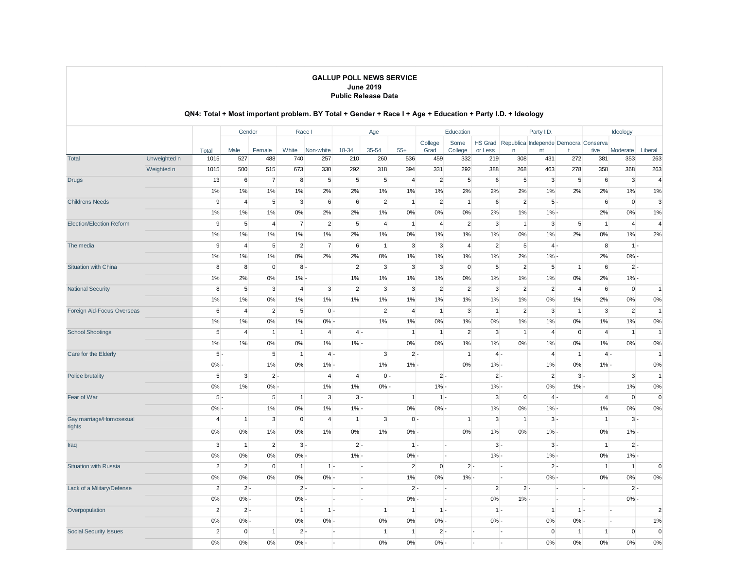**GALLUP POLL NEWS SERVICE**
**June 2019**
**Public Release Data**

**QN4: Total + Most important problem. BY Total + Gender + Race I + Age + Education + Party I.D. + Ideology**

| | | | Gender | | Race I | | Age | | | Education | | | Party I.D. | | | Ideology | | |
|---|---|---|---|---|---|---|---|---|---|---|---|---|---|---|---|---|---|---|
| | | Total | Male | Female | White | Non-white | 18-34 | 35-54 | 55+ | College Grad | Some College | HS Grad or Less | Republican | Independent | Democrat | Conservative | Moderate | Liberal |
| Total | Unweighted n | 1015 | 527 | 488 | 740 | 257 | 210 | 260 | 536 | 459 | 332 | 219 | 308 | 431 | 272 | 381 | 353 | 263 |
| | Weighted n | 1015 | 500 | 515 | 673 | 330 | 292 | 318 | 394 | 331 | 292 | 388 | 268 | 463 | 278 | 358 | 368 | 263 |
| Drugs | | 13 | 6 | 7 | 8 | 5 | 5 | 5 | 4 | 2 | 5 | 6 | 5 | 3 | 5 | 6 | 3 | 4 |
| | | 1% | 1% | 1% | 1% | 2% | 2% | 1% | 1% | 1% | 2% | 2% | 2% | 1% | 2% | 2% | 1% | 1% |
| Childrens Needs | | 9 | 4 | 5 | 3 | 6 | 6 | 2 | 1 | 2 | 1 | 6 | 2 | 5 | - | 6 | 0 | 3 |
| | | 1% | 1% | 1% | 0% | 2% | 2% | 1% | 0% | 0% | 0% | 2% | 1% | 1% | - | 2% | 0% | 1% |
| Election/Election Reform | | 9 | 5 | 4 | 7 | 2 | 5 | 4 | 1 | 4 | 2 | 3 | 1 | 3 | 5 | 1 | 4 | 4 |
| | | 1% | 1% | 1% | 1% | 1% | 2% | 1% | 0% | 1% | 1% | 1% | 0% | 1% | 2% | 0% | 1% | 2% |
| The media | | 9 | 4 | 5 | 2 | 7 | 6 | 1 | 3 | 3 | 4 | 2 | 5 | 4 | - | 8 | 1 | - |
| | | 1% | 1% | 1% | 0% | 2% | 2% | 0% | 1% | 1% | 1% | 1% | 2% | 1% | - | 2% | 0% | - |
| Situation with China | | 8 | 8 | 0 | 8 | - | 2 | 3 | 3 | 3 | 0 | 5 | 2 | 5 | 1 | 6 | 2 | - |
| | | 1% | 2% | 0% | 1% | - | 1% | 1% | 1% | 1% | 0% | 1% | 1% | 1% | 0% | 2% | 1% | - |
| National Security | | 8 | 5 | 3 | 4 | 3 | 2 | 3 | 3 | 2 | 2 | 3 | 2 | 2 | 4 | 6 | 0 | 1 |
| | | 1% | 1% | 0% | 1% | 1% | 1% | 1% | 1% | 1% | 1% | 1% | 1% | 0% | 1% | 2% | 0% | 0% |
| Foreign Aid-Focus Overseas | | 6 | 4 | 2 | 5 | 0 | - | 2 | 4 | 1 | 3 | 1 | 2 | 3 | 1 | 3 | 2 | 1 |
| | | 1% | 1% | 0% | 1% | 0% | - | 1% | 1% | 0% | 1% | 0% | 1% | 1% | 0% | 1% | 1% | 0% |
| School Shootings | | 5 | 4 | 1 | 1 | 4 | 4 | - | 1 | 1 | 2 | 3 | 1 | 4 | 0 | 4 | 1 | 1 |
| | | 1% | 1% | 0% | 0% | 1% | 1% | - | 0% | 0% | 1% | 1% | 0% | 1% | 0% | 1% | 0% | 0% |
| Care for the Elderly | | 5 | - | 5 | 1 | 4 | - | 3 | 2 | - | 1 | 4 | - | 4 | 1 | 4 | - | 1 |
| | | 0% | - | 1% | 0% | 1% | - | 1% | 1% | - | 0% | 1% | - | 1% | 0% | 1% | - | 0% |
| Police brutality | | 5 | 3 | 2 | - | 4 | 4 | 0 | - | 2 | - | 2 | - | 2 | 3 | - | 3 | 1 |
| | | 0% | 1% | 0% | - | 1% | 1% | 0% | - | 1% | - | 1% | - | 0% | 1% | - | 1% | 0% |
| Fear of War | | 5 | - | 5 | 1 | 3 | 3 | - | 1 | 1 | - | 3 | 0 | 4 | - | 4 | 0 | 0 |
| | | 0% | - | 1% | 0% | 1% | 1% | - | 0% | 0% | - | 1% | 0% | 1% | - | 1% | 0% | 0% |
| Gay marriage/Homosexual rights | | 4 | 1 | 3 | 0 | 4 | 1 | 3 | 0 | - | 1 | 3 | 1 | 3 | - | 1 | 3 | - |
| | | 0% | 0% | 1% | 0% | 1% | 0% | 1% | 0% | - | 0% | 1% | 0% | 1% | - | 0% | 1% | - |
| Iraq | | 3 | 1 | 2 | 3 | - | 2 | - | 1 | - | - | 3 | - | 3 | - | 1 | 2 | - |
| | | 0% | 0% | 0% | 0% | - | 1% | - | 0% | - | - | 1% | - | 1% | - | 0% | 1% | - |
| Situation with Russia | | 2 | 2 | 0 | 1 | 1 | - | - | 2 | 0 | 2 | - | - | 2 | - | 1 | 1 | 0 |
| | | 0% | 0% | 0% | 0% | 0% | - | - | 1% | 0% | 1% | - | - | 0% | - | 0% | 0% | 0% |
| Lack of a Military/Defense | | 2 | 2 | - | 2 | - | - | - | 2 | - | - | 2 | 2 | - | - | - | 2 | - |
| | | 0% | 0% | - | 0% | - | - | - | 0% | - | - | 0% | 1% | - | - | - | 0% | - |
| Overpopulation | | 2 | 2 | - | 1 | 1 | - | 1 | 1 | 1 | - | 1 | - | 1 | 1 | - | - | 2 |
| | | 0% | 0% | - | 0% | 0% | - | 0% | 0% | 0% | - | 0% | - | 0% | 0% | - | - | 1% |
| Social Security Issues | | 2 | 0 | 1 | 2 | - | - | 1 | 1 | 2 | - | - | - | 0 | 1 | 1 | 0 | 0 |
| | | 0% | 0% | 0% | 0% | - | - | 0% | 0% | 0% | - | - | - | 0% | 0% | 0% | 0% | 0% |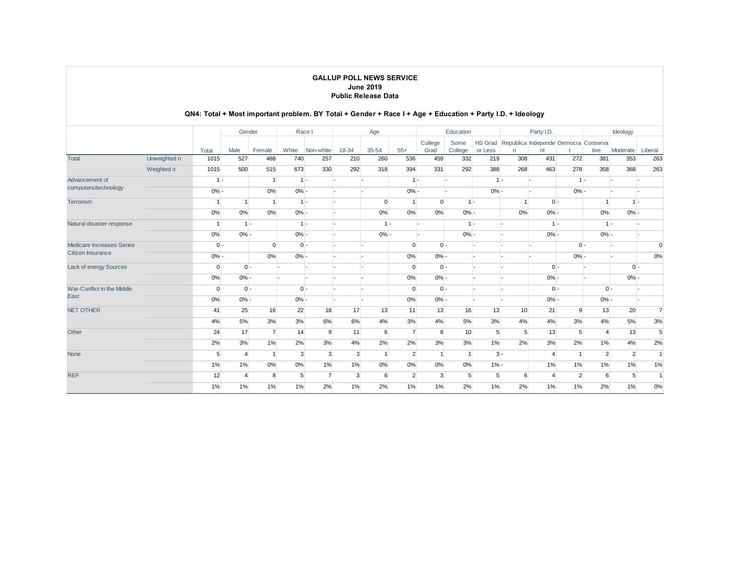**GALLUP POLL NEWS SERVICE**
**June 2019**
**Public Release Data**

**QN4: Total + Most important problem. BY Total + Gender + Race I + Age + Education + Party I.D. + Ideology**

| | | | Gender | | Race I | | Age | | | Education | | | Party I.D. | | | Ideology | | |
|---|---|---|---|---|---|---|---|---|---|---|---|---|---|---|---|---|---|---|
| | | Total | Male | Female | White | Non-white | 18-34 | 35-54 | 55+ | College Grad | Some College | HS Grad or Less | Republican | Independent | Democrat | Conservative | Moderate | Liberal |
| Total | Unweighted n | 1015 | 527 | 488 | 740 | 257 | 210 | 260 | 536 | 459 | 332 | 219 | 308 | 431 | 272 | 381 | 353 | 263 |
| | Weighted n | 1015 | 500 | 515 | 673 | 330 | 292 | 318 | 394 | 331 | 292 | 388 | 268 | 463 | 278 | 358 | 368 | 263 |
| Advancement of computers/technology | | 1 | - | 1 | 1 | - | - | - | 1 | - | - | 1 | - | - | 1 | - | - | - |
| | | 0% | - | 0% | 0% | - | - | - | 0% | - | - | 0% | - | - | 0% | - | - | - |
| Terrorism | | 1 | 1 | 1 | 1 | - | - | 0 | 1 | 0 | 1 | - | 1 | 0 | - | 1 | 1 | - |
| | | 0% | 0% | 0% | 0% | - | - | 0% | 0% | 0% | 0% | - | 0% | 0% | - | 0% | 0% | - |
| Natural disaster response | | 1 | 1 | - | 1 | - | - | 1 | - | - | 1 | - | - | 1 | - | 1 | - | - |
| | | 0% | 0% | - | 0% | - | - | 0% | - | - | 0% | - | - | 0% | - | 0% | - | - |
| Medicare Increases-Senior Citizen Insurance | | 0 | - | 0 | 0 | - | - | - | 0 | 0 | - | - | - | - | 0 | - | - | 0 |
| | | 0% | - | 0% | 0% | - | - | - | 0% | 0% | - | - | - | - | 0% | - | - | 0% |
| Lack of energy Sources | | 0 | 0 | - | - | - | - | - | 0 | 0 | - | - | - | 0 | - | - | 0 | - |
| | | 0% | 0% | - | - | - | - | - | 0% | 0% | - | - | - | 0% | - | - | 0% | - |
| War-Conflict in the Middle East | | 0 | 0 | - | 0 | - | - | - | 0 | 0 | - | - | - | 0 | - | 0 | - | - |
| | | 0% | 0% | - | 0% | - | - | - | 0% | 0% | - | - | - | 0% | - | 0% | - | - |
| NET OTHER | | 41 | 25 | 16 | 22 | 18 | 17 | 13 | 11 | 13 | 16 | 13 | 10 | 21 | 9 | 13 | 20 | 7 |
| | | 4% | 5% | 3% | 3% | 6% | 6% | 4% | 3% | 4% | 5% | 3% | 4% | 4% | 3% | 4% | 5% | 3% |
| Other | | 24 | 17 | 7 | 14 | 9 | 11 | 6 | 7 | 8 | 10 | 5 | 5 | 13 | 5 | 4 | 13 | 5 |
| | | 2% | 3% | 1% | 2% | 3% | 4% | 2% | 2% | 3% | 3% | 1% | 2% | 3% | 2% | 1% | 4% | 2% |
| None | | 5 | 4 | 1 | 3 | 3 | 3 | 1 | 2 | 1 | 1 | 3 | - | 4 | 1 | 2 | 2 | 1 |
| | | 1% | 1% | 0% | 0% | 1% | 1% | 0% | 0% | 0% | 0% | 1% | - | 1% | 1% | 1% | 1% | 1% |
| REF | | 12 | 4 | 8 | 5 | 7 | 3 | 6 | 2 | 3 | 5 | 5 | 6 | 4 | 2 | 6 | 5 | 1 |
| | | 1% | 1% | 1% | 1% | 2% | 1% | 2% | 1% | 1% | 2% | 1% | 2% | 1% | 1% | 2% | 1% | 0% |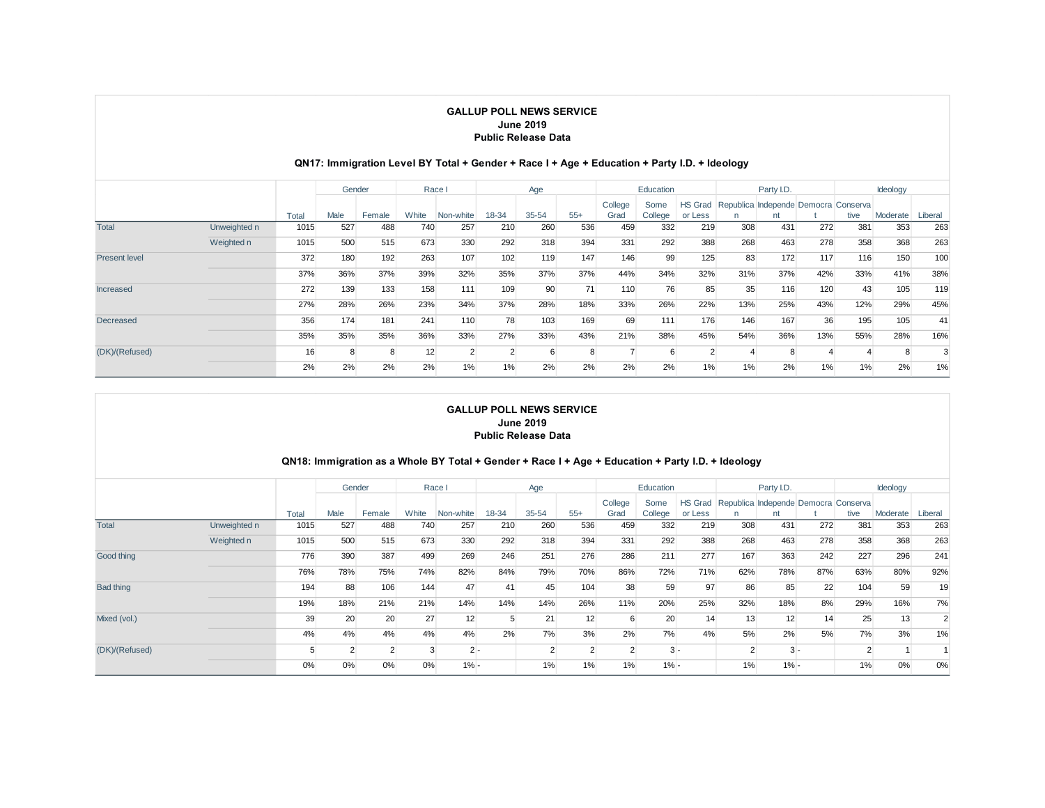**GALLUP POLL NEWS SERVICE**
**June 2019**
**Public Release Data**

**QN17: Immigration Level BY Total + Gender + Race I + Age + Education + Party I.D. + Ideology**

| | | Total | Gender | | Race I | | Age | | | Education | | | Party I.D. | | | Ideology | | |
|---|---|---|---|---|---|---|---|---|---|---|---|---|---|---|---|---|---|---|
| | | | Male | Female | White | Non-white | 18-34 | 35-54 | 55+ | College Grad | Some College | HS Grad or Less | Republican | Independent | Democrat | Conservative | Moderate | Liberal |
| Total | Unweighted n | 1015 | 527 | 488 | 740 | 257 | 210 | 260 | 536 | 459 | 332 | 219 | 308 | 431 | 272 | 381 | 353 | 263 |
| | Weighted n | 1015 | 500 | 515 | 673 | 330 | 292 | 318 | 394 | 331 | 292 | 388 | 268 | 463 | 278 | 358 | 368 | 263 |
| Present level | | 372 | 180 | 192 | 263 | 107 | 102 | 119 | 147 | 146 | 99 | 125 | 83 | 172 | 117 | 116 | 150 | 100 |
| | | 37% | 36% | 37% | 39% | 32% | 35% | 37% | 37% | 44% | 34% | 32% | 31% | 37% | 42% | 33% | 41% | 38% |
| Increased | | 272 | 139 | 133 | 158 | 111 | 109 | 90 | 71 | 110 | 76 | 85 | 35 | 116 | 120 | 43 | 105 | 119 |
| | | 27% | 28% | 26% | 23% | 34% | 37% | 28% | 18% | 33% | 26% | 22% | 13% | 25% | 43% | 12% | 29% | 45% |
| Decreased | | 356 | 174 | 181 | 241 | 110 | 78 | 103 | 169 | 69 | 111 | 176 | 146 | 167 | 36 | 195 | 105 | 41 |
| | | 35% | 35% | 35% | 36% | 33% | 27% | 33% | 43% | 21% | 38% | 45% | 54% | 36% | 13% | 55% | 28% | 16% |
| (DK)/(Refused) | | 16 | 8 | 8 | 12 | 2 | 2 | 6 | 8 | 7 | 6 | 2 | 4 | 8 | 4 | 4 | 8 | 3 |
| | | 2% | 2% | 2% | 2% | 1% | 1% | 2% | 2% | 2% | 2% | 1% | 1% | 2% | 1% | 1% | 2% | 1% |

**GALLUP POLL NEWS SERVICE**
**June 2019**
**Public Release Data**

**QN18: Immigration as a Whole BY Total + Gender + Race I + Age + Education + Party I.D. + Ideology**

| | | Total | Gender | | Race I | | Age | | | Education | | | Party I.D. | | | Ideology | | |
|---|---|---|---|---|---|---|---|---|---|---|---|---|---|---|---|---|---|---|
| | | | Male | Female | White | Non-white | 18-34 | 35-54 | 55+ | College Grad | Some College | HS Grad or Less | Republican | Independent | Democrat | Conservative | Moderate | Liberal |
| Total | Unweighted n | 1015 | 527 | 488 | 740 | 257 | 210 | 260 | 536 | 459 | 332 | 219 | 308 | 431 | 272 | 381 | 353 | 263 |
| | Weighted n | 1015 | 500 | 515 | 673 | 330 | 292 | 318 | 394 | 331 | 292 | 388 | 268 | 463 | 278 | 358 | 368 | 263 |
| Good thing | | 776 | 390 | 387 | 499 | 269 | 246 | 251 | 276 | 286 | 211 | 277 | 167 | 363 | 242 | 227 | 296 | 241 |
| | | 76% | 78% | 75% | 74% | 82% | 84% | 79% | 70% | 86% | 72% | 71% | 62% | 78% | 87% | 63% | 80% | 92% |
| Bad thing | | 194 | 88 | 106 | 144 | 47 | 41 | 45 | 104 | 38 | 59 | 97 | 86 | 85 | 22 | 104 | 59 | 19 |
| | | 19% | 18% | 21% | 21% | 14% | 14% | 14% | 26% | 11% | 20% | 25% | 32% | 18% | 8% | 29% | 16% | 7% |
| Mixed (vol.) | | 39 | 20 | 20 | 27 | 12 | 5 | 21 | 12 | 6 | 20 | 14 | 13 | 12 | 14 | 25 | 13 | 2 |
| | | 4% | 4% | 4% | 4% | 4% | 2% | 7% | 3% | 2% | 7% | 4% | 5% | 2% | 5% | 7% | 3% | 1% |
| (DK)/(Refused) | | 5 | 2 | 2 | 3 | 2 | - | 2 | 2 | 2 | 3 | - | 2 | 3 | - | 2 | 1 | 1 |
| | | 0% | 0% | 0% | 0% | 1% | - | 1% | 1% | 1% | 1% | - | 1% | 1% | - | 1% | 0% | 0% |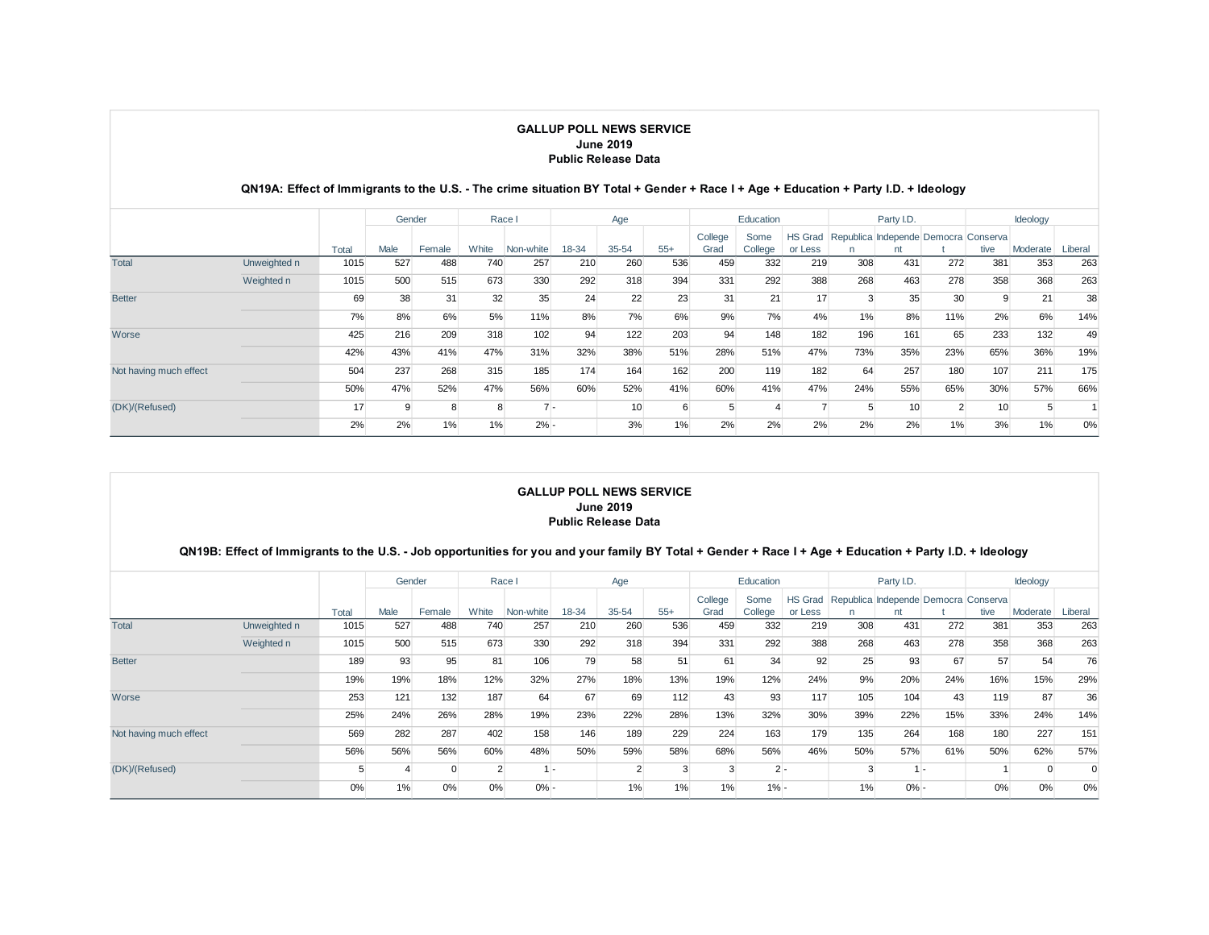**GALLUP POLL NEWS SERVICE**
**June 2019**
**Public Release Data**

**QN19A: Effect of Immigrants to the U.S. - The crime situation BY Total + Gender + Race I + Age + Education + Party I.D. + Ideology**

| | | | Gender | | Race I | | Age | | | Education | | | Party I.D. | | | Ideology | | |
|---|---|---|---|---|---|---|---|---|---|---|---|---|---|---|---|---|---|---|
| | | Total | Male | Female | White | Non-white | 18-34 | 35-54 | 55+ | College Grad | Some College | HS Grad or Less | Republican | Independent | Democrat | Conservative | Moderate | Liberal |
| Total | Unweighted n | 1015 | 527 | 488 | 740 | 257 | 210 | 260 | 536 | 459 | 332 | 219 | 308 | 431 | 272 | 381 | 353 | 263 |
| | Weighted n | 1015 | 500 | 515 | 673 | 330 | 292 | 318 | 394 | 331 | 292 | 388 | 268 | 463 | 278 | 358 | 368 | 263 |
| Better | | 69 | 38 | 31 | 32 | 35 | 24 | 22 | 23 | 31 | 21 | 17 | 3 | 35 | 30 | 9 | 21 | 38 |
| | | 7% | 8% | 6% | 5% | 11% | 8% | 7% | 6% | 9% | 7% | 4% | 1% | 8% | 11% | 2% | 6% | 14% |
| Worse | | 425 | 216 | 209 | 318 | 102 | 94 | 122 | 203 | 94 | 148 | 182 | 196 | 161 | 65 | 233 | 132 | 49 |
| | | 42% | 43% | 41% | 47% | 31% | 32% | 38% | 51% | 28% | 51% | 47% | 73% | 35% | 23% | 65% | 36% | 19% |
| Not having much effect | | 504 | 237 | 268 | 315 | 185 | 174 | 164 | 162 | 200 | 119 | 182 | 64 | 257 | 180 | 107 | 211 | 175 |
| | | 50% | 47% | 52% | 47% | 56% | 60% | 52% | 41% | 60% | 41% | 47% | 24% | 55% | 65% | 30% | 57% | 66% |
| (DK)/(Refused) | | 17 | 9 | 8 | 8 | 7 | - | 10 | 6 | 5 | 4 | 7 | 5 | 10 | 2 | 10 | 5 | 1 |
| | | 2% | 2% | 1% | 1% | 2% | - | 3% | 1% | 2% | 2% | 2% | 2% | 2% | 1% | 3% | 1% | 0% |

**GALLUP POLL NEWS SERVICE**
**June 2019**
**Public Release Data**

**QN19B: Effect of Immigrants to the U.S. - Job opportunities for you and your family BY Total + Gender + Race I + Age + Education + Party I.D. + Ideology**

| | | | Gender | | Race I | | Age | | | Education | | | Party I.D. | | | Ideology | | |
|---|---|---|---|---|---|---|---|---|---|---|---|---|---|---|---|---|---|---|
| | | Total | Male | Female | White | Non-white | 18-34 | 35-54 | 55+ | College Grad | Some College | HS Grad or Less | Republican | Independent | Democrat | Conservative | Moderate | Liberal |
| Total | Unweighted n | 1015 | 527 | 488 | 740 | 257 | 210 | 260 | 536 | 459 | 332 | 219 | 308 | 431 | 272 | 381 | 353 | 263 |
| | Weighted n | 1015 | 500 | 515 | 673 | 330 | 292 | 318 | 394 | 331 | 292 | 388 | 268 | 463 | 278 | 358 | 368 | 263 |
| Better | | 189 | 93 | 95 | 81 | 106 | 79 | 58 | 51 | 61 | 34 | 92 | 25 | 93 | 67 | 57 | 54 | 76 |
| | | 19% | 19% | 18% | 12% | 32% | 27% | 18% | 13% | 19% | 12% | 24% | 9% | 20% | 24% | 16% | 15% | 29% |
| Worse | | 253 | 121 | 132 | 187 | 64 | 67 | 69 | 112 | 43 | 93 | 117 | 105 | 104 | 43 | 119 | 87 | 36 |
| | | 25% | 24% | 26% | 28% | 19% | 23% | 22% | 28% | 13% | 32% | 30% | 39% | 22% | 15% | 33% | 24% | 14% |
| Not having much effect | | 569 | 282 | 287 | 402 | 158 | 146 | 189 | 229 | 224 | 163 | 179 | 135 | 264 | 168 | 180 | 227 | 151 |
| | | 56% | 56% | 56% | 60% | 48% | 50% | 59% | 58% | 68% | 56% | 46% | 50% | 57% | 61% | 50% | 62% | 57% |
| (DK)/(Refused) | | 5 | 4 | 0 | 2 | 1 | - | 2 | 3 | 3 | 2 | - | 3 | 1 | - | 1 | 0 | 0 |
| | | 0% | 1% | 0% | 0% | 0% | - | 1% | 1% | 1% | 1% | - | 1% | 0% | - | 0% | 0% | 0% |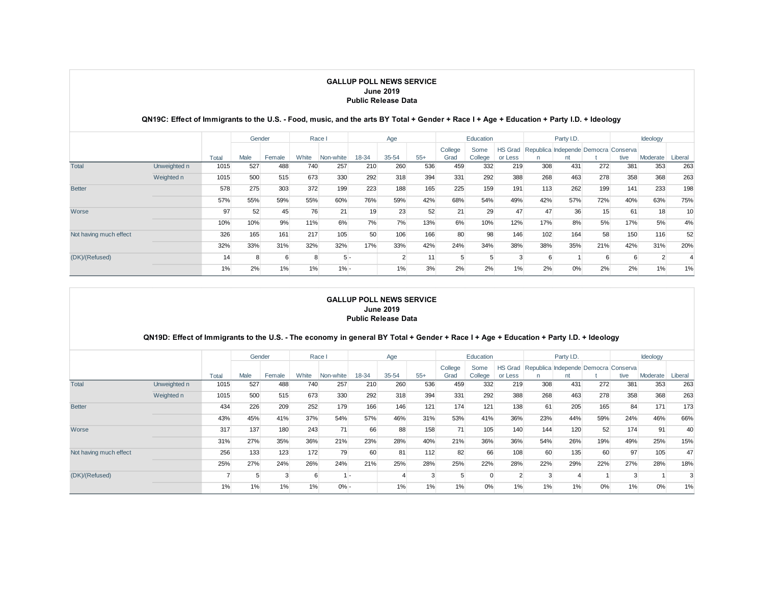**GALLUP POLL NEWS SERVICE**
**June 2019**
**Public Release Data**

**QN19C: Effect of Immigrants to the U.S. - Food, music, and the arts BY Total + Gender + Race I + Age + Education + Party I.D. + Ideology**

| | | | Gender | | Race I | | Age | | | Education | | | Party I.D. | | | Ideology | | |
|---|---|---|---|---|---|---|---|---|---|---|---|---|---|---|---|---|---|---|
| | | Total | Male | Female | White | Non-white | 18-34 | 35-54 | 55+ | College Grad | Some College | HS Grad or Less | Republican | Independent | Democrat | Conservative | Moderate | Liberal |
| Total | Unweighted n | 1015 | 527 | 488 | 740 | 257 | 210 | 260 | 536 | 459 | 332 | 219 | 308 | 431 | 272 | 381 | 353 | 263 |
| | Weighted n | 1015 | 500 | 515 | 673 | 330 | 292 | 318 | 394 | 331 | 292 | 388 | 268 | 463 | 278 | 358 | 368 | 263 |
| Better | | 578 | 275 | 303 | 372 | 199 | 223 | 188 | 165 | 225 | 159 | 191 | 113 | 262 | 199 | 141 | 233 | 198 |
| | | 57% | 55% | 59% | 55% | 60% | 76% | 59% | 42% | 68% | 54% | 49% | 42% | 57% | 72% | 40% | 63% | 75% |
| Worse | | 97 | 52 | 45 | 76 | 21 | 19 | 23 | 52 | 21 | 29 | 47 | 47 | 36 | 15 | 61 | 18 | 10 |
| | | 10% | 10% | 9% | 11% | 6% | 7% | 7% | 13% | 6% | 10% | 12% | 17% | 8% | 5% | 17% | 5% | 4% |
| Not having much effect | | 326 | 165 | 161 | 217 | 105 | 50 | 106 | 166 | 80 | 98 | 146 | 102 | 164 | 58 | 150 | 116 | 52 |
| | | 32% | 33% | 31% | 32% | 32% | 17% | 33% | 42% | 24% | 34% | 38% | 38% | 35% | 21% | 42% | 31% | 20% |
| (DK)/(Refused) | | 14 | 8 | 6 | 8 | 5 | - | 2 | 11 | 5 | 5 | 3 | 6 | 1 | 6 | 6 | 2 | 4 |
| | | 1% | 2% | 1% | 1% | 1% | - | 1% | 3% | 2% | 2% | 1% | 2% | 0% | 2% | 2% | 1% | 1% |

**GALLUP POLL NEWS SERVICE**
**June 2019**
**Public Release Data**

**QN19D: Effect of Immigrants to the U.S. - The economy in general BY Total + Gender + Race I + Age + Education + Party I.D. + Ideology**

| | | | Gender | | Race I | | Age | | | Education | | | Party I.D. | | | Ideology | | |
|---|---|---|---|---|---|---|---|---|---|---|---|---|---|---|---|---|---|---|
| | | Total | Male | Female | White | Non-white | 18-34 | 35-54 | 55+ | College Grad | Some College | HS Grad or Less | Republican | Independent | Democrat | Conservative | Moderate | Liberal |
| Total | Unweighted n | 1015 | 527 | 488 | 740 | 257 | 210 | 260 | 536 | 459 | 332 | 219 | 308 | 431 | 272 | 381 | 353 | 263 |
| | Weighted n | 1015 | 500 | 515 | 673 | 330 | 292 | 318 | 394 | 331 | 292 | 388 | 268 | 463 | 278 | 358 | 368 | 263 |
| Better | | 434 | 226 | 209 | 252 | 179 | 166 | 146 | 121 | 174 | 121 | 138 | 61 | 205 | 165 | 84 | 171 | 173 |
| | | 43% | 45% | 41% | 37% | 54% | 57% | 46% | 31% | 53% | 41% | 36% | 23% | 44% | 59% | 24% | 46% | 66% |
| Worse | | 317 | 137 | 180 | 243 | 71 | 66 | 88 | 158 | 71 | 105 | 140 | 144 | 120 | 52 | 174 | 91 | 40 |
| | | 31% | 27% | 35% | 36% | 21% | 23% | 28% | 40% | 21% | 36% | 36% | 54% | 26% | 19% | 49% | 25% | 15% |
| Not having much effect | | 256 | 133 | 123 | 172 | 79 | 60 | 81 | 112 | 82 | 66 | 108 | 60 | 135 | 60 | 97 | 105 | 47 |
| | | 25% | 27% | 24% | 26% | 24% | 21% | 25% | 28% | 25% | 22% | 28% | 22% | 29% | 22% | 27% | 28% | 18% |
| (DK)/(Refused) | | 7 | 5 | 3 | 6 | 1 | - | 4 | 3 | 5 | 0 | 2 | 3 | 4 | 1 | 3 | 1 | 3 |
| | | 1% | 1% | 1% | 1% | 0% | - | 1% | 1% | 1% | 0% | 1% | 1% | 1% | 0% | 1% | 0% | 1% |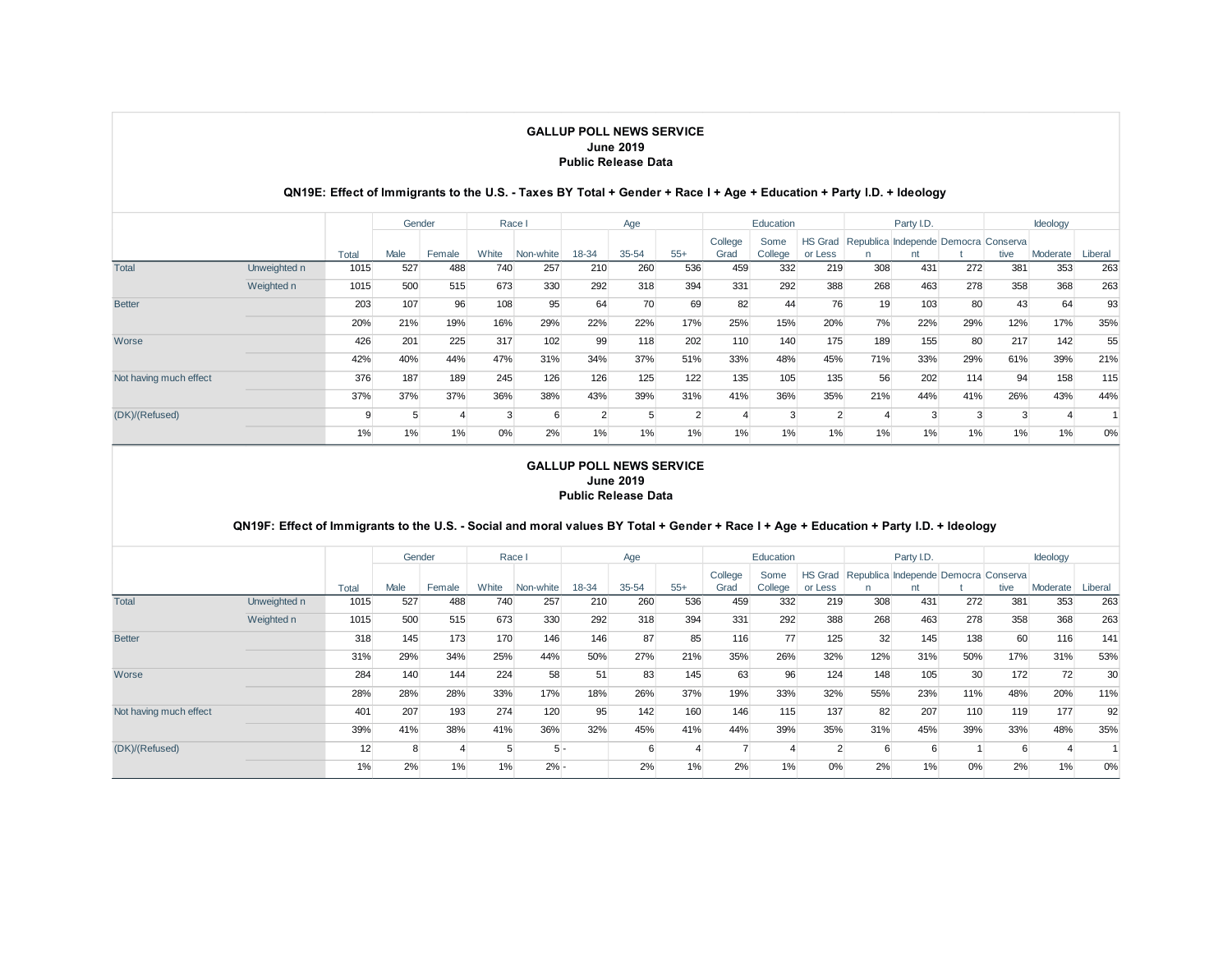**GALLUP POLL NEWS SERVICE**
**June 2019**
**Public Release Data**

**QN19E: Effect of Immigrants to the U.S. - Taxes BY Total + Gender + Race I + Age + Education + Party I.D. + Ideology**

| | | | Gender | | Race I | | Age | | | Education | | | Party I.D. | | | Ideology | | |
|---|---|---|---|---|---|---|---|---|---|---|---|---|---|---|---|---|---|---|
| | | Total | Male | Female | White | Non-white | 18-34 | 35-54 | 55+ | College Grad | Some College | HS Grad or Less | Republican | Independent | Democrat | Conservative | Moderate | Liberal |
| Total | Unweighted n | 1015 | 527 | 488 | 740 | 257 | 210 | 260 | 536 | 459 | 332 | 219 | 308 | 431 | 272 | 381 | 353 | 263 |
| | Weighted n | 1015 | 500 | 515 | 673 | 330 | 292 | 318 | 394 | 331 | 292 | 388 | 268 | 463 | 278 | 358 | 368 | 263 |
| Better | | 203 | 107 | 96 | 108 | 95 | 64 | 70 | 69 | 82 | 44 | 76 | 19 | 103 | 80 | 43 | 64 | 93 |
| | | 20% | 21% | 19% | 16% | 29% | 22% | 22% | 17% | 25% | 15% | 20% | 7% | 22% | 29% | 12% | 17% | 35% |
| Worse | | 426 | 201 | 225 | 317 | 102 | 99 | 118 | 202 | 110 | 140 | 175 | 189 | 155 | 80 | 217 | 142 | 55 |
| | | 42% | 40% | 44% | 47% | 31% | 34% | 37% | 51% | 33% | 48% | 45% | 71% | 33% | 29% | 61% | 39% | 21% |
| Not having much effect | | 376 | 187 | 189 | 245 | 126 | 126 | 125 | 122 | 135 | 105 | 135 | 56 | 202 | 114 | 94 | 158 | 115 |
| | | 37% | 37% | 37% | 36% | 38% | 43% | 39% | 31% | 41% | 36% | 35% | 21% | 44% | 41% | 26% | 43% | 44% |
| (DK)/(Refused) | | 9 | 5 | 4 | 3 | 6 | 2 | 5 | 2 | 4 | 3 | 2 | 4 | 3 | 3 | 3 | 4 | 1 |
| | | 1% | 1% | 1% | 0% | 2% | 1% | 1% | 1% | 1% | 1% | 1% | 1% | 1% | 1% | 1% | 1% | 0% |

**GALLUP POLL NEWS SERVICE**
**June 2019**
**Public Release Data**

**QN19F: Effect of Immigrants to the U.S. - Social and moral values BY Total + Gender + Race I + Age + Education + Party I.D. + Ideology**

| | | | Gender | | Race I | | Age | | | Education | | | Party I.D. | | | Ideology | | |
|---|---|---|---|---|---|---|---|---|---|---|---|---|---|---|---|---|---|---|
| | | Total | Male | Female | White | Non-white | 18-34 | 35-54 | 55+ | College Grad | Some College | HS Grad or Less | Republican | Independent | Democrat | Conservative | Moderate | Liberal |
| Total | Unweighted n | 1015 | 527 | 488 | 740 | 257 | 210 | 260 | 536 | 459 | 332 | 219 | 308 | 431 | 272 | 381 | 353 | 263 |
| | Weighted n | 1015 | 500 | 515 | 673 | 330 | 292 | 318 | 394 | 331 | 292 | 388 | 268 | 463 | 278 | 358 | 368 | 263 |
| Better | | 318 | 145 | 173 | 170 | 146 | 146 | 87 | 85 | 116 | 77 | 125 | 32 | 145 | 138 | 60 | 116 | 141 |
| | | 31% | 29% | 34% | 25% | 44% | 50% | 27% | 21% | 35% | 26% | 32% | 12% | 31% | 50% | 17% | 31% | 53% |
| Worse | | 284 | 140 | 144 | 224 | 58 | 51 | 83 | 145 | 63 | 96 | 124 | 148 | 105 | 30 | 172 | 72 | 30 |
| | | 28% | 28% | 28% | 33% | 17% | 18% | 26% | 37% | 19% | 33% | 32% | 55% | 23% | 11% | 48% | 20% | 11% |
| Not having much effect | | 401 | 207 | 193 | 274 | 120 | 95 | 142 | 160 | 146 | 115 | 137 | 82 | 207 | 110 | 119 | 177 | 92 |
| | | 39% | 41% | 38% | 41% | 36% | 32% | 45% | 41% | 44% | 39% | 35% | 31% | 45% | 39% | 33% | 48% | 35% |
| (DK)/(Refused) | | 12 | 8 | 4 | 5 | 5 | - | 6 | 4 | 7 | 4 | 2 | 6 | 6 | 1 | 6 | 4 | 1 |
| | | 1% | 2% | 1% | 1% | 2% | - | 2% | 1% | 2% | 1% | 0% | 2% | 1% | 0% | 2% | 1% | 0% |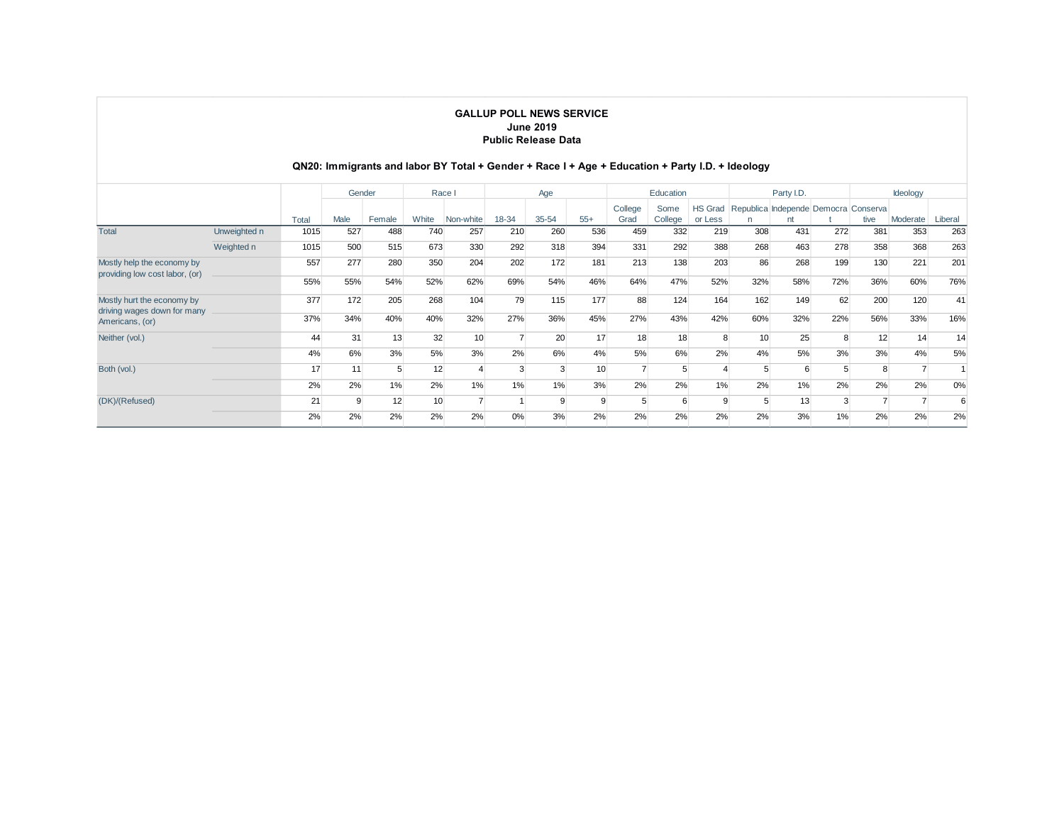**GALLUP POLL NEWS SERVICE**
**June 2019**
**Public Release Data**

**QN20: Immigrants and labor BY Total + Gender + Race I + Age + Education + Party I.D. + Ideology**

| | | | Gender | | Race I | | Age | | | Education | | | Party I.D. | | | Ideology | | |
|---|---|---|---|---|---|---|---|---|---|---|---|---|---|---|---|---|---|---|
| | | Total | Male | Female | White | Non-white | 18-34 | 35-54 | 55+ | College Grad | Some College | HS Grad or Less | Republican | Independent | Democrat | Conservative | Moderate | Liberal |
| Total | Unweighted n | 1015 | 527 | 488 | 740 | 257 | 210 | 260 | 536 | 459 | 332 | 219 | 308 | 431 | 272 | 381 | 353 | 263 |
| | Weighted n | 1015 | 500 | 515 | 673 | 330 | 292 | 318 | 394 | 331 | 292 | 388 | 268 | 463 | 278 | 358 | 368 | 263 |
| Mostly help the economy by providing low cost labor, (or) | | 557 | 277 | 280 | 350 | 204 | 202 | 172 | 181 | 213 | 138 | 203 | 86 | 268 | 199 | 130 | 221 | 201 |
| | | 55% | 55% | 54% | 52% | 62% | 69% | 54% | 46% | 64% | 47% | 52% | 32% | 58% | 72% | 36% | 60% | 76% |
| Mostly hurt the economy by driving wages down for many Americans, (or) | | 377 | 172 | 205 | 268 | 104 | 79 | 115 | 177 | 88 | 124 | 164 | 162 | 149 | 62 | 200 | 120 | 41 |
| | | 37% | 34% | 40% | 40% | 32% | 27% | 36% | 45% | 27% | 43% | 42% | 60% | 32% | 22% | 56% | 33% | 16% |
| Neither (vol.) | | 44 | 31 | 13 | 32 | 10 | 7 | 20 | 17 | 18 | 18 | 8 | 10 | 25 | 8 | 12 | 14 | 14 |
| | | 4% | 6% | 3% | 5% | 3% | 2% | 6% | 4% | 5% | 6% | 2% | 4% | 5% | 3% | 3% | 4% | 5% |
| Both (vol.) | | 17 | 11 | 5 | 12 | 4 | 3 | 3 | 10 | 7 | 5 | 4 | 5 | 6 | 5 | 8 | 7 | 1 |
| | | 2% | 2% | 1% | 2% | 1% | 1% | 1% | 3% | 2% | 2% | 1% | 2% | 1% | 2% | 2% | 2% | 0% |
| (DK)/(Refused) | | 21 | 9 | 12 | 10 | 7 | 1 | 9 | 9 | 5 | 6 | 9 | 5 | 13 | 3 | 7 | 7 | 6 |
| | | 2% | 2% | 2% | 2% | 2% | 0% | 3% | 2% | 2% | 2% | 2% | 2% | 3% | 1% | 2% | 2% | 2% |